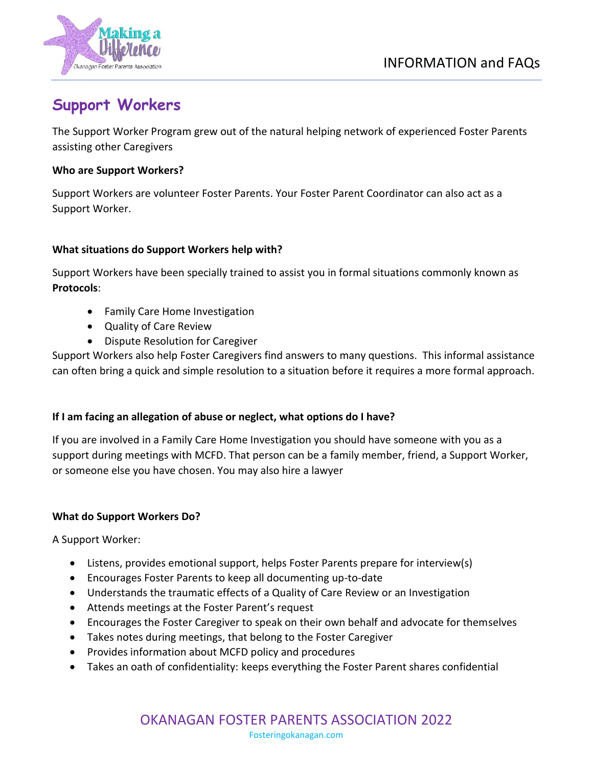# Support Workers

The Support Worker Program grew out of the natural helping network of experienced Foster Parents assisting other Caregivers

**Who are Support Workers?**

Support Workers are volunteer Foster Parents. Your Foster Parent Coordinator can also act as a Support Worker.

**What situations do Support Workers help with?**

Support Workers have been specially trained to assist you in formal situations commonly known as **Protocols**:

- Family Care Home Investigation
- Quality of Care Review
- Dispute Resolution for Caregiver

Support Workers also help Foster Caregivers find answers to many questions. This informal assistance can often bring a quick and simple resolution to a situation before it requires a more formal approach.

**If I am facing an allegation of abuse or neglect, what options do I have?**

If you are involved in a Family Care Home Investigation you should have someone with you as a support during meetings with MCFD. That person can be a family member, friend, a Support Worker, or someone else you have chosen. You may also hire a lawyer

**What do Support Workers Do?**

A Support Worker:

- Listens, provides emotional support, helps Foster Parents prepare for interview(s)
- Encourages Foster Parents to keep all documenting up-to-date
- Understands the traumatic effects of a Quality of Care Review or an Investigation
- Attends meetings at the Foster Parent's request
- Encourages the Foster Caregiver to speak on their own behalf and advocate for themselves
- Takes notes during meetings, that belong to the Foster Caregiver
- Provides information about MCFD policy and procedures
- Takes an oath of confidentiality: keeps everything the Foster Parent shares confidential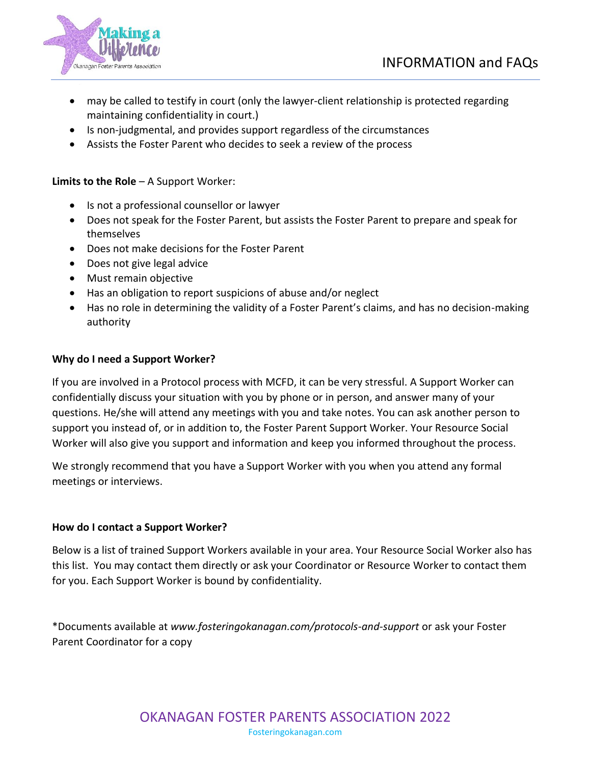- may be called to testify in court (only the lawyer-client relationship is protected regarding maintaining confidentiality in court.)
- Is non-judgmental, and provides support regardless of the circumstances
- Assists the Foster Parent who decides to seek a review of the process

**Limits to the Role** – A Support Worker:

- Is not a professional counsellor or lawyer
- Does not speak for the Foster Parent, but assists the Foster Parent to prepare and speak for themselves
- Does not make decisions for the Foster Parent
- Does not give legal advice
- Must remain objective
- Has an obligation to report suspicions of abuse and/or neglect
- Has no role in determining the validity of a Foster Parent's claims, and has no decision-making authority

**Why do I need a Support Worker?**

If you are involved in a Protocol process with MCFD, it can be very stressful. A Support Worker can confidentially discuss your situation with you by phone or in person, and answer many of your questions. He/she will attend any meetings with you and take notes. You can ask another person to support you instead of, or in addition to, the Foster Parent Support Worker. Your Resource Social Worker will also give you support and information and keep you informed throughout the process.

We strongly recommend that you have a Support Worker with you when you attend any formal meetings or interviews.

**How do I contact a Support Worker?**

Below is a list of trained Support Workers available in your area. Your Resource Social Worker also has this list. You may contact them directly or ask your Coordinator or Resource Worker to contact them for you. Each Support Worker is bound by confidentiality.

*Documents available at *www.fosteringokanagan.com/protocols-and-support* or ask your Foster Parent Coordinator for a copy